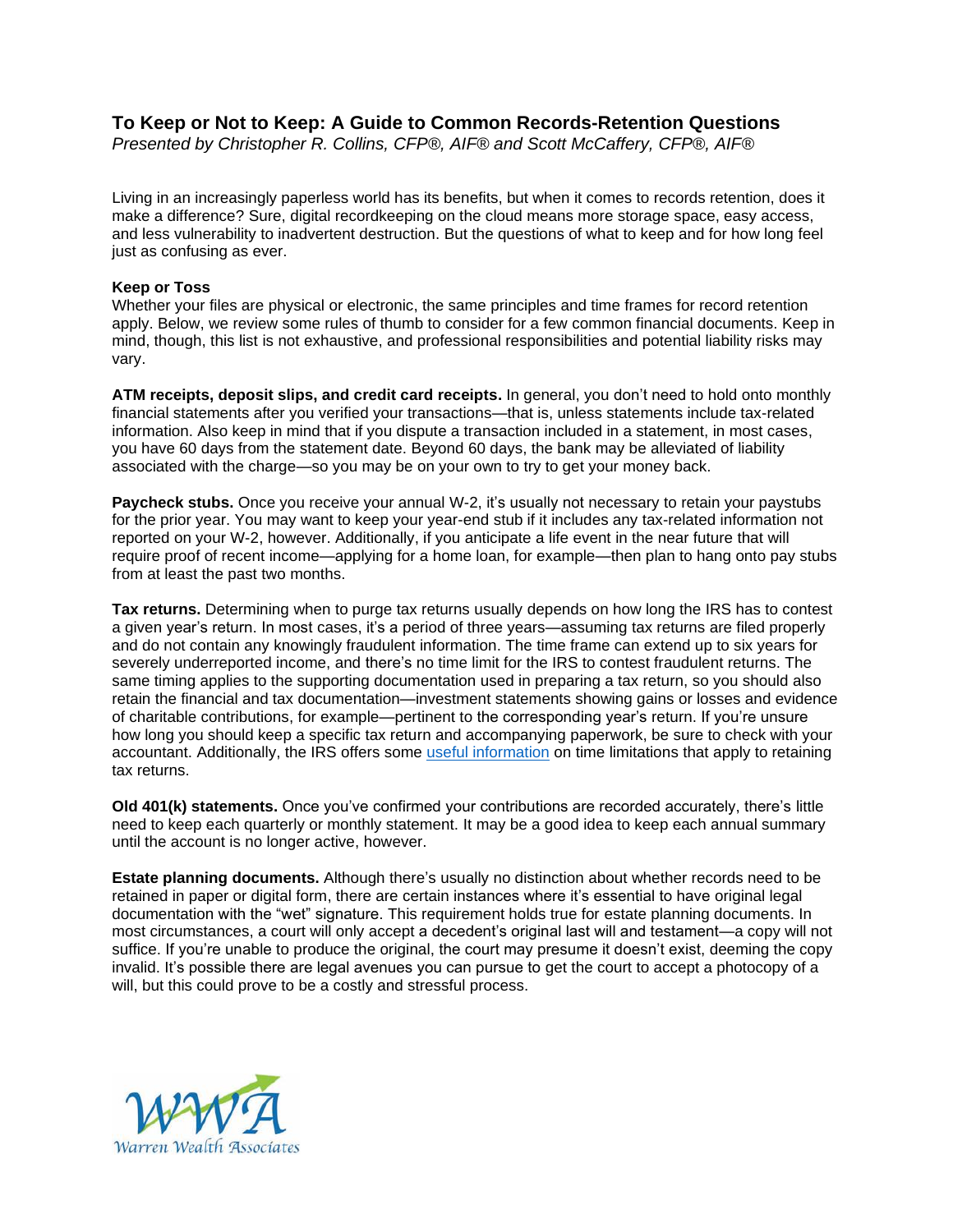# To Keep or Not to Keep: A Guide to Common Records-Retention Questions

*Presented by Christopher R. Collins, CFP®, AIF® and Scott McCaffery, CFP®, AIF®*

Living in an increasingly paperless world has its benefits, but when it comes to records retention, does it make a difference? Sure, digital recordkeeping on the cloud means more storage space, easy access, and less vulnerability to inadvertent destruction. But the questions of what to keep and for how long feel just as confusing as ever.

**Keep or Toss**

Whether your files are physical or electronic, the same principles and time frames for record retention apply. Below, we review some rules of thumb to consider for a few common financial documents. Keep in mind, though, this list is not exhaustive, and professional responsibilities and potential liability risks may vary.

**ATM receipts, deposit slips, and credit card receipts.** In general, you don't need to hold onto monthly financial statements after you verified your transactions—that is, unless statements include tax-related information. Also keep in mind that if you dispute a transaction included in a statement, in most cases, you have 60 days from the statement date. Beyond 60 days, the bank may be alleviated of liability associated with the charge—so you may be on your own to try to get your money back.

**Paycheck stubs.** Once you receive your annual W-2, it's usually not necessary to retain your paystubs for the prior year. You may want to keep your year-end stub if it includes any tax-related information not reported on your W-2, however. Additionally, if you anticipate a life event in the near future that will require proof of recent income—applying for a home loan, for example—then plan to hang onto pay stubs from at least the past two months.

**Tax returns.** Determining when to purge tax returns usually depends on how long the IRS has to contest a given year's return. In most cases, it's a period of three years—assuming tax returns are filed properly and do not contain any knowingly fraudulent information. The time frame can extend up to six years for severely underreported income, and there's no time limit for the IRS to contest fraudulent returns. The same timing applies to the supporting documentation used in preparing a tax return, so you should also retain the financial and tax documentation—investment statements showing gains or losses and evidence of charitable contributions, for example—pertinent to the corresponding year's return. If you're unsure how long you should keep a specific tax return and accompanying paperwork, be sure to check with your accountant. Additionally, the IRS offers some useful information on time limitations that apply to retaining tax returns.

**Old 401(k) statements.** Once you've confirmed your contributions are recorded accurately, there's little need to keep each quarterly or monthly statement. It may be a good idea to keep each annual summary until the account is no longer active, however.

**Estate planning documents.** Although there's usually no distinction about whether records need to be retained in paper or digital form, there are certain instances where it's essential to have original legal documentation with the "wet" signature. This requirement holds true for estate planning documents. In most circumstances, a court will only accept a decedent's original last will and testament—a copy will not suffice. If you're unable to produce the original, the court may presume it doesn't exist, deeming the copy invalid. It's possible there are legal avenues you can pursue to get the court to accept a photocopy of a will, but this could prove to be a costly and stressful process.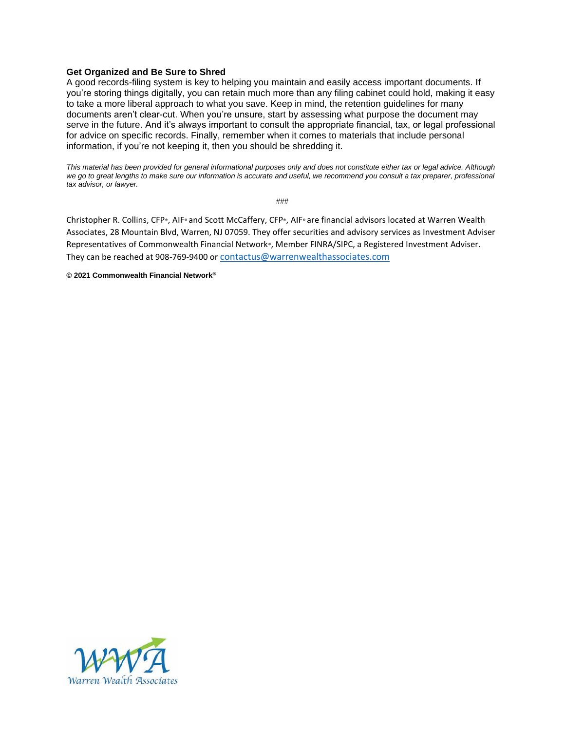**Get Organized and Be Sure to Shred**

A good records-filing system is key to helping you maintain and easily access important documents. If you're storing things digitally, you can retain much more than any filing cabinet could hold, making it easy to take a more liberal approach to what you save. Keep in mind, the retention guidelines for many documents aren't clear-cut. When you're unsure, start by assessing what purpose the document may serve in the future. And it's always important to consult the appropriate financial, tax, or legal professional for advice on specific records. Finally, remember when it comes to materials that include personal information, if you're not keeping it, then you should be shredding it.

*This material has been provided for general informational purposes only and does not constitute either tax or legal advice. Although we go to great lengths to make sure our information is accurate and useful, we recommend you consult a tax preparer, professional tax advisor, or lawyer.*

###

Christopher R. Collins, CFP®, AIF® and Scott McCaffery, CFP®, AIF® are financial advisors located at Warren Wealth Associates, 28 Mountain Blvd, Warren, NJ 07059. They offer securities and advisory services as Investment Adviser Representatives of Commonwealth Financial Network®, Member FINRA/SIPC, a Registered Investment Adviser. They can be reached at 908-769-9400 or contactus@warrenwealthassociates.com

**© 2021 Commonwealth Financial Network®**

WWA
Warren Wealth Associates